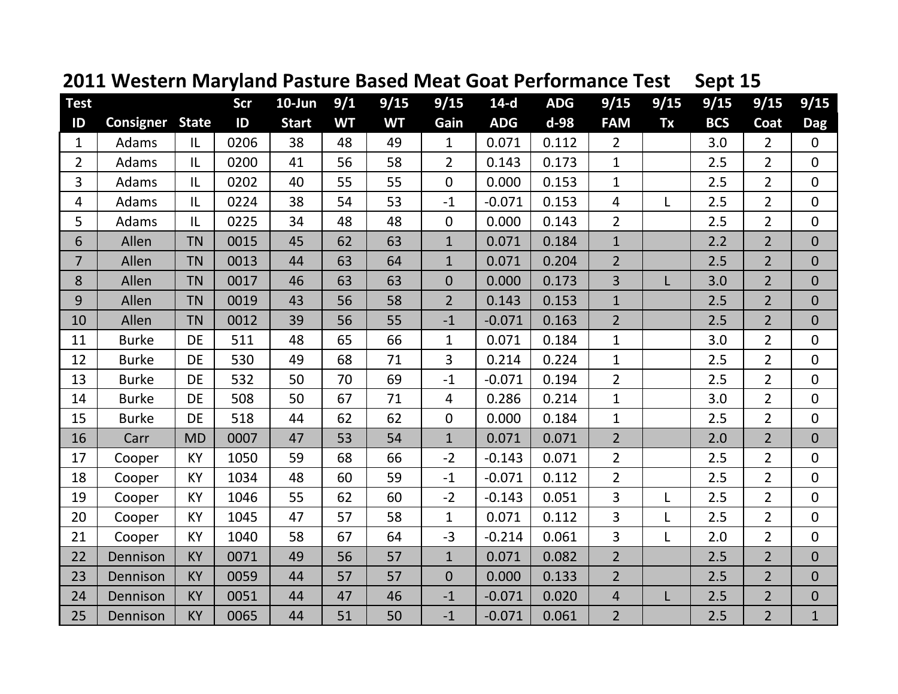# 2011 Western Maryland Pasture Based Meat Goat Performance Test Sept 15

| Test ID | Consigner | State | Scr ID | 10-Jun Start | 9/1 WT | 9/15 WT | 9/15 Gain | 14-d ADG | ADG d-98 | 9/15 FAM | 9/15 Tx | 9/15 BCS | 9/15 Coat | 9/15 Dag |
|---|---|---|---|---|---|---|---|---|---|---|---|---|---|---|
| 1 | Adams | IL | 0206 | 38 | 48 | 49 | 1 | 0.071 | 0.112 | 2 | | 3.0 | 2 | 0 |
| 2 | Adams | IL | 0200 | 41 | 56 | 58 | 2 | 0.143 | 0.173 | 1 | | 2.5 | 2 | 0 |
| 3 | Adams | IL | 0202 | 40 | 55 | 55 | 0 | 0.000 | 0.153 | 1 | | 2.5 | 2 | 0 |
| 4 | Adams | IL | 0224 | 38 | 54 | 53 | -1 | -0.071 | 0.153 | 4 | L | 2.5 | 2 | 0 |
| 5 | Adams | IL | 0225 | 34 | 48 | 48 | 0 | 0.000 | 0.143 | 2 | | 2.5 | 2 | 0 |
| 6 | Allen | TN | 0015 | 45 | 62 | 63 | 1 | 0.071 | 0.184 | 1 | | 2.2 | 2 | 0 |
| 7 | Allen | TN | 0013 | 44 | 63 | 64 | 1 | 0.071 | 0.204 | 2 | | 2.5 | 2 | 0 |
| 8 | Allen | TN | 0017 | 46 | 63 | 63 | 0 | 0.000 | 0.173 | 3 | L | 3.0 | 2 | 0 |
| 9 | Allen | TN | 0019 | 43 | 56 | 58 | 2 | 0.143 | 0.153 | 1 | | 2.5 | 2 | 0 |
| 10 | Allen | TN | 0012 | 39 | 56 | 55 | -1 | -0.071 | 0.163 | 2 | | 2.5 | 2 | 0 |
| 11 | Burke | DE | 511 | 48 | 65 | 66 | 1 | 0.071 | 0.184 | 1 | | 3.0 | 2 | 0 |
| 12 | Burke | DE | 530 | 49 | 68 | 71 | 3 | 0.214 | 0.224 | 1 | | 2.5 | 2 | 0 |
| 13 | Burke | DE | 532 | 50 | 70 | 69 | -1 | -0.071 | 0.194 | 2 | | 2.5 | 2 | 0 |
| 14 | Burke | DE | 508 | 50 | 67 | 71 | 4 | 0.286 | 0.214 | 1 | | 3.0 | 2 | 0 |
| 15 | Burke | DE | 518 | 44 | 62 | 62 | 0 | 0.000 | 0.184 | 1 | | 2.5 | 2 | 0 |
| 16 | Carr | MD | 0007 | 47 | 53 | 54 | 1 | 0.071 | 0.071 | 2 | | 2.0 | 2 | 0 |
| 17 | Cooper | KY | 1050 | 59 | 68 | 66 | -2 | -0.143 | 0.071 | 2 | | 2.5 | 2 | 0 |
| 18 | Cooper | KY | 1034 | 48 | 60 | 59 | -1 | -0.071 | 0.112 | 2 | | 2.5 | 2 | 0 |
| 19 | Cooper | KY | 1046 | 55 | 62 | 60 | -2 | -0.143 | 0.051 | 3 | L | 2.5 | 2 | 0 |
| 20 | Cooper | KY | 1045 | 47 | 57 | 58 | 1 | 0.071 | 0.112 | 3 | L | 2.5 | 2 | 0 |
| 21 | Cooper | KY | 1040 | 58 | 67 | 64 | -3 | -0.214 | 0.061 | 3 | L | 2.0 | 2 | 0 |
| 22 | Dennison | KY | 0071 | 49 | 56 | 57 | 1 | 0.071 | 0.082 | 2 | | 2.5 | 2 | 0 |
| 23 | Dennison | KY | 0059 | 44 | 57 | 57 | 0 | 0.000 | 0.133 | 2 | | 2.5 | 2 | 0 |
| 24 | Dennison | KY | 0051 | 44 | 47 | 46 | -1 | -0.071 | 0.020 | 4 | L | 2.5 | 2 | 0 |
| 25 | Dennison | KY | 0065 | 44 | 51 | 50 | -1 | -0.071 | 0.061 | 2 | | 2.5 | 2 | 1 |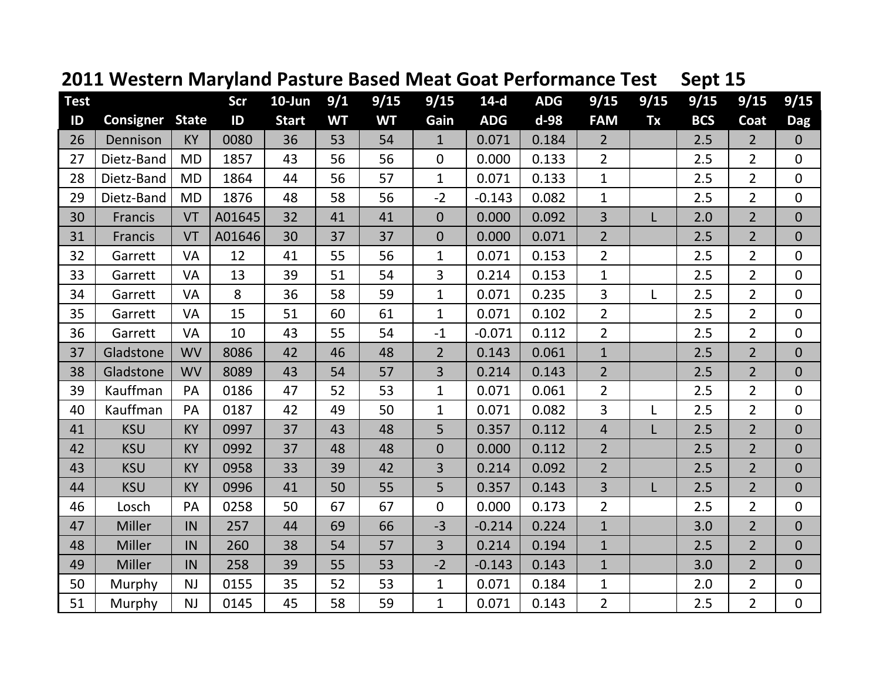## 2011 Western Maryland Pasture Based Meat Goat Performance Test    Sept 15

| Test ID | Consigner | State | Scr ID | 10-Jun Start | 9/1 WT | 9/15 WT | 9/15 Gain | 14-d ADG | ADG d-98 | 9/15 FAM | 9/15 Tx | 9/15 BCS | 9/15 Coat | 9/15 Dag |
|---|---|---|---|---|---|---|---|---|---|---|---|---|---|---|
| 26 | Dennison | KY | 0080 | 36 | 53 | 54 | 1 | 0.071 | 0.184 | 2 | | 2.5 | 2 | 0 |
| 27 | Dietz-Band | MD | 1857 | 43 | 56 | 56 | 0 | 0.000 | 0.133 | 2 | | 2.5 | 2 | 0 |
| 28 | Dietz-Band | MD | 1864 | 44 | 56 | 57 | 1 | 0.071 | 0.133 | 1 | | 2.5 | 2 | 0 |
| 29 | Dietz-Band | MD | 1876 | 48 | 58 | 56 | -2 | -0.143 | 0.082 | 1 | | 2.5 | 2 | 0 |
| 30 | Francis | VT | A01645 | 32 | 41 | 41 | 0 | 0.000 | 0.092 | 3 | L | 2.0 | 2 | 0 |
| 31 | Francis | VT | A01646 | 30 | 37 | 37 | 0 | 0.000 | 0.071 | 2 | | 2.5 | 2 | 0 |
| 32 | Garrett | VA | 12 | 41 | 55 | 56 | 1 | 0.071 | 0.153 | 2 | | 2.5 | 2 | 0 |
| 33 | Garrett | VA | 13 | 39 | 51 | 54 | 3 | 0.214 | 0.153 | 1 | | 2.5 | 2 | 0 |
| 34 | Garrett | VA | 8 | 36 | 58 | 59 | 1 | 0.071 | 0.235 | 3 | L | 2.5 | 2 | 0 |
| 35 | Garrett | VA | 15 | 51 | 60 | 61 | 1 | 0.071 | 0.102 | 2 | | 2.5 | 2 | 0 |
| 36 | Garrett | VA | 10 | 43 | 55 | 54 | -1 | -0.071 | 0.112 | 2 | | 2.5 | 2 | 0 |
| 37 | Gladstone | WV | 8086 | 42 | 46 | 48 | 2 | 0.143 | 0.061 | 1 | | 2.5 | 2 | 0 |
| 38 | Gladstone | WV | 8089 | 43 | 54 | 57 | 3 | 0.214 | 0.143 | 2 | | 2.5 | 2 | 0 |
| 39 | Kauffman | PA | 0186 | 47 | 52 | 53 | 1 | 0.071 | 0.061 | 2 | | 2.5 | 2 | 0 |
| 40 | Kauffman | PA | 0187 | 42 | 49 | 50 | 1 | 0.071 | 0.082 | 3 | L | 2.5 | 2 | 0 |
| 41 | KSU | KY | 0997 | 37 | 43 | 48 | 5 | 0.357 | 0.112 | 4 | L | 2.5 | 2 | 0 |
| 42 | KSU | KY | 0992 | 37 | 48 | 48 | 0 | 0.000 | 0.112 | 2 | | 2.5 | 2 | 0 |
| 43 | KSU | KY | 0958 | 33 | 39 | 42 | 3 | 0.214 | 0.092 | 2 | | 2.5 | 2 | 0 |
| 44 | KSU | KY | 0996 | 41 | 50 | 55 | 5 | 0.357 | 0.143 | 3 | L | 2.5 | 2 | 0 |
| 46 | Losch | PA | 0258 | 50 | 67 | 67 | 0 | 0.000 | 0.173 | 2 | | 2.5 | 2 | 0 |
| 47 | Miller | IN | 257 | 44 | 69 | 66 | -3 | -0.214 | 0.224 | 1 | | 3.0 | 2 | 0 |
| 48 | Miller | IN | 260 | 38 | 54 | 57 | 3 | 0.214 | 0.194 | 1 | | 2.5 | 2 | 0 |
| 49 | Miller | IN | 258 | 39 | 55 | 53 | -2 | -0.143 | 0.143 | 1 | | 3.0 | 2 | 0 |
| 50 | Murphy | NJ | 0155 | 35 | 52 | 53 | 1 | 0.071 | 0.184 | 1 | | 2.0 | 2 | 0 |
| 51 | Murphy | NJ | 0145 | 45 | 58 | 59 | 1 | 0.071 | 0.143 | 2 | | 2.5 | 2 | 0 |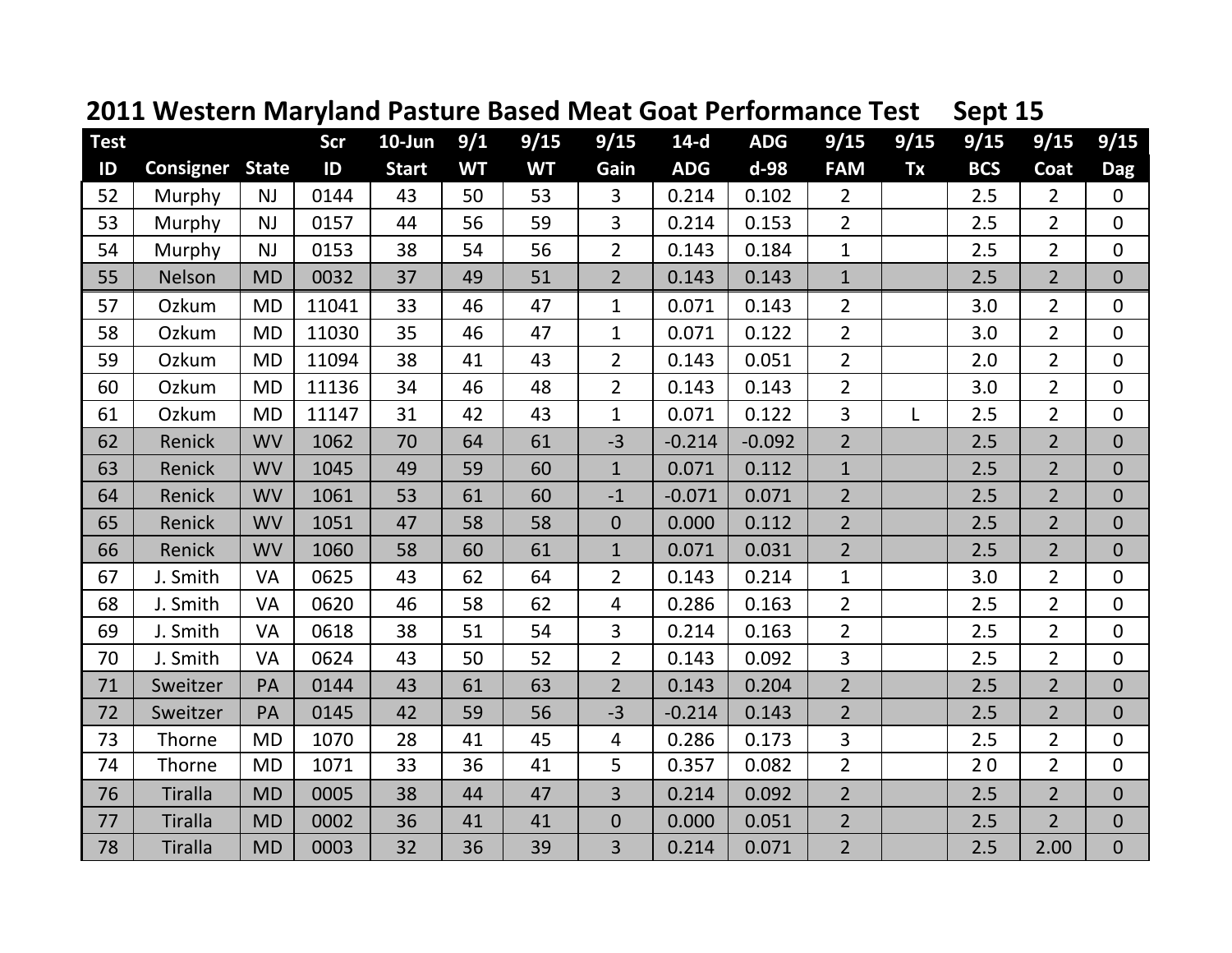# 2011 Western Maryland Pasture Based Meat Goat Performance Test Sept 15

| Test ID | Consigner | State | Scr ID | 10-Jun Start | 9/1 WT | 9/15 WT | 9/15 Gain | 14-d ADG | ADG d-98 | 9/15 FAM | 9/15 Tx | 9/15 BCS | 9/15 Coat | 9/15 Dag |
|---|---|---|---|---|---|---|---|---|---|---|---|---|---|---|
| 52 | Murphy | NJ | 0144 | 43 | 50 | 53 | 3 | 0.214 | 0.102 | 2 | | 2.5 | 2 | 0 |
| 53 | Murphy | NJ | 0157 | 44 | 56 | 59 | 3 | 0.214 | 0.153 | 2 | | 2.5 | 2 | 0 |
| 54 | Murphy | NJ | 0153 | 38 | 54 | 56 | 2 | 0.143 | 0.184 | 1 | | 2.5 | 2 | 0 |
| 55 | Nelson | MD | 0032 | 37 | 49 | 51 | 2 | 0.143 | 0.143 | 1 | | 2.5 | 2 | 0 |
| 57 | Ozkum | MD | 11041 | 33 | 46 | 47 | 1 | 0.071 | 0.143 | 2 | | 3.0 | 2 | 0 |
| 58 | Ozkum | MD | 11030 | 35 | 46 | 47 | 1 | 0.071 | 0.122 | 2 | | 3.0 | 2 | 0 |
| 59 | Ozkum | MD | 11094 | 38 | 41 | 43 | 2 | 0.143 | 0.051 | 2 | | 2.0 | 2 | 0 |
| 60 | Ozkum | MD | 11136 | 34 | 46 | 48 | 2 | 0.143 | 0.143 | 2 | | 3.0 | 2 | 0 |
| 61 | Ozkum | MD | 11147 | 31 | 42 | 43 | 1 | 0.071 | 0.122 | 3 | L | 2.5 | 2 | 0 |
| 62 | Renick | WV | 1062 | 70 | 64 | 61 | -3 | -0.214 | -0.092 | 2 | | 2.5 | 2 | 0 |
| 63 | Renick | WV | 1045 | 49 | 59 | 60 | 1 | 0.071 | 0.112 | 1 | | 2.5 | 2 | 0 |
| 64 | Renick | WV | 1061 | 53 | 61 | 60 | -1 | -0.071 | 0.071 | 2 | | 2.5 | 2 | 0 |
| 65 | Renick | WV | 1051 | 47 | 58 | 58 | 0 | 0.000 | 0.112 | 2 | | 2.5 | 2 | 0 |
| 66 | Renick | WV | 1060 | 58 | 60 | 61 | 1 | 0.071 | 0.031 | 2 | | 2.5 | 2 | 0 |
| 67 | J. Smith | VA | 0625 | 43 | 62 | 64 | 2 | 0.143 | 0.214 | 1 | | 3.0 | 2 | 0 |
| 68 | J. Smith | VA | 0620 | 46 | 58 | 62 | 4 | 0.286 | 0.163 | 2 | | 2.5 | 2 | 0 |
| 69 | J. Smith | VA | 0618 | 38 | 51 | 54 | 3 | 0.214 | 0.163 | 2 | | 2.5 | 2 | 0 |
| 70 | J. Smith | VA | 0624 | 43 | 50 | 52 | 2 | 0.143 | 0.092 | 3 | | 2.5 | 2 | 0 |
| 71 | Sweitzer | PA | 0144 | 43 | 61 | 63 | 2 | 0.143 | 0.204 | 2 | | 2.5 | 2 | 0 |
| 72 | Sweitzer | PA | 0145 | 42 | 59 | 56 | -3 | -0.214 | 0.143 | 2 | | 2.5 | 2 | 0 |
| 73 | Thorne | MD | 1070 | 28 | 41 | 45 | 4 | 0.286 | 0.173 | 3 | | 2.5 | 2 | 0 |
| 74 | Thorne | MD | 1071 | 33 | 36 | 41 | 5 | 0.357 | 0.082 | 2 | | 2 0 | 2 | 0 |
| 76 | Tiralla | MD | 0005 | 38 | 44 | 47 | 3 | 0.214 | 0.092 | 2 | | 2.5 | 2 | 0 |
| 77 | Tiralla | MD | 0002 | 36 | 41 | 41 | 0 | 0.000 | 0.051 | 2 | | 2.5 | 2 | 0 |
| 78 | Tiralla | MD | 0003 | 32 | 36 | 39 | 3 | 0.214 | 0.071 | 2 | | 2.5 | 2.00 | 0 |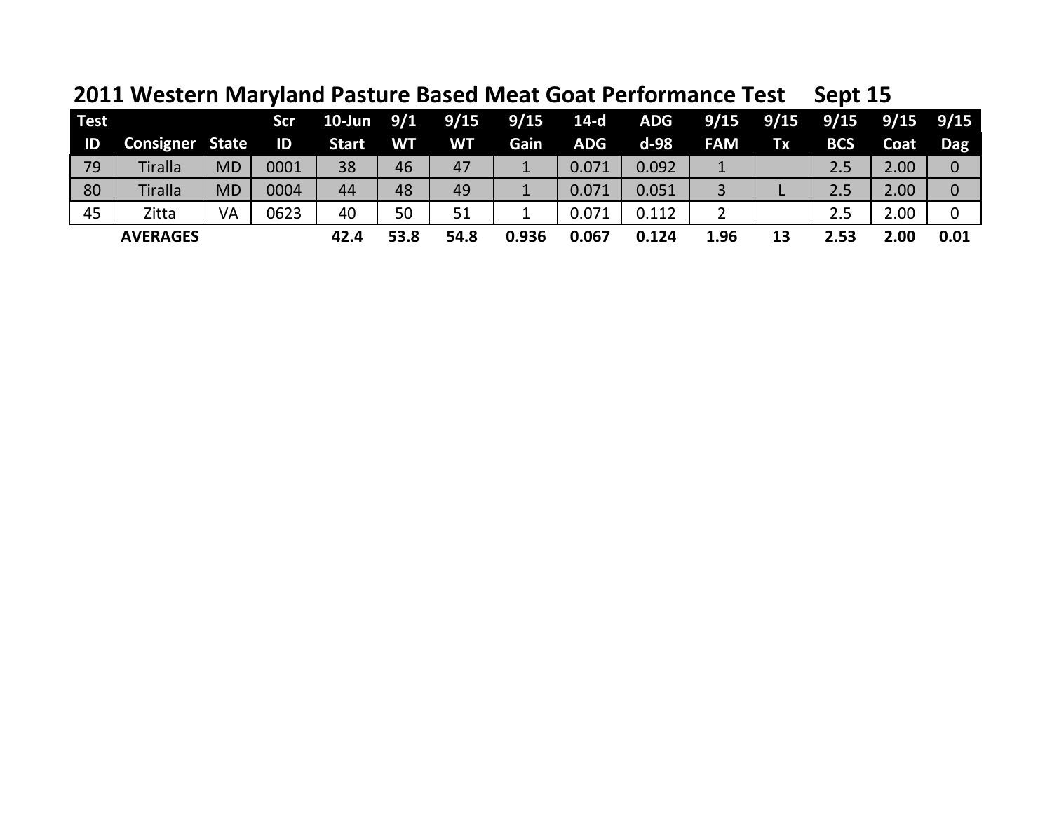# 2011 Western Maryland Pasture Based Meat Goat Performance Test Sept 15

| Test ID | Consigner | State | Scr ID | 10-Jun Start | 9/1 WT | 9/15 WT | 9/15 Gain | 14-d ADG | ADG d-98 | 9/15 FAM | 9/15 Tx | 9/15 BCS | 9/15 Coat | 9/15 Dag |
|---|---|---|---|---|---|---|---|---|---|---|---|---|---|---|
| 79 | Tiralla | MD | 0001 | 38 | 46 | 47 | 1 | 0.071 | 0.092 | 1 | | 2.5 | 2.00 | 0 |
| 80 | Tiralla | MD | 0004 | 44 | 48 | 49 | 1 | 0.071 | 0.051 | 3 | L | 2.5 | 2.00 | 0 |
| 45 | Zitta | VA | 0623 | 40 | 50 | 51 | 1 | 0.071 | 0.112 | 2 | | 2.5 | 2.00 | 0 |
| | **AVERAGES** | | | **42.4** | **53.8** | **54.8** | **0.936** | **0.067** | **0.124** | **1.96** | **13** | **2.53** | **2.00** | **0.01** |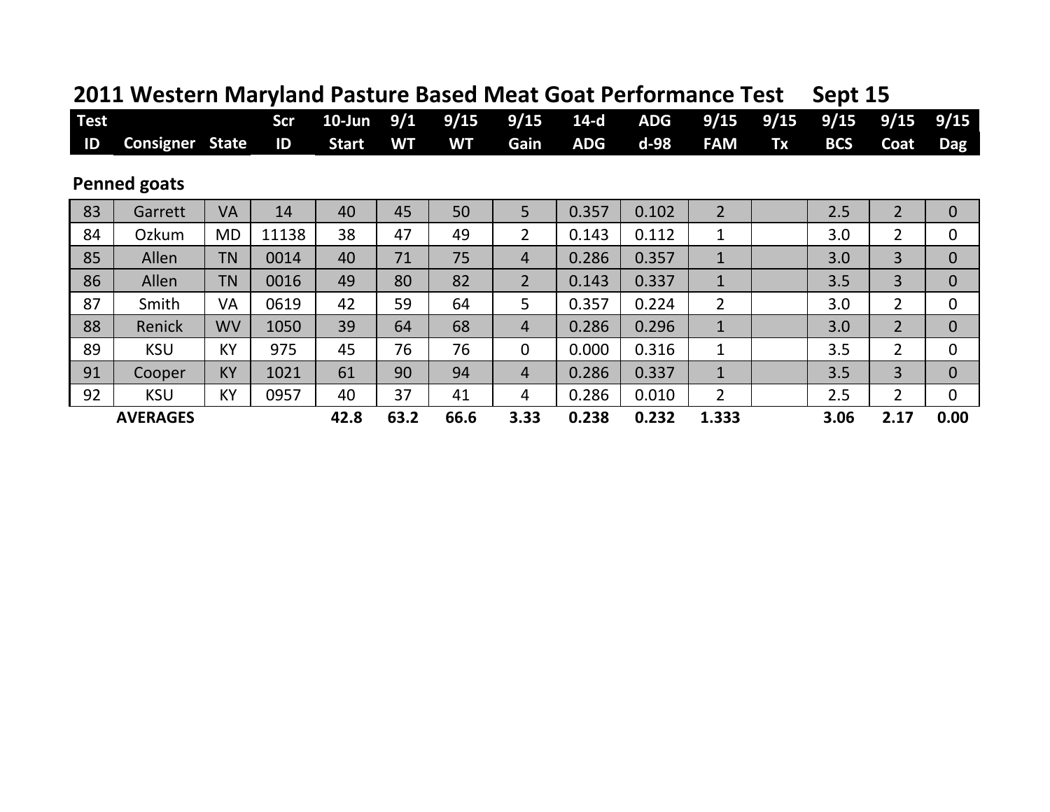# 2011 Western Maryland Pasture Based Meat Goat Performance Test Sept 15

| Test ID | Consigner | State | Scr ID | 10-Jun Start | 9/1 WT | 9/15 WT | 9/15 Gain | 14-d ADG | ADG d-98 | 9/15 FAM | 9/15 Tx | 9/15 BCS | 9/15 Coat | 9/15 Dag |
|---|---|---|---|---|---|---|---|---|---|---|---|---|---|---|
| **Penned goats** | | | | | | | | | | | | | | |
| 83 | Garrett | VA | 14 | 40 | 45 | 50 | 5 | 0.357 | 0.102 | 2 | | 2.5 | 2 | 0 |
| 84 | Ozkum | MD | 11138 | 38 | 47 | 49 | 2 | 0.143 | 0.112 | 1 | | 3.0 | 2 | 0 |
| 85 | Allen | TN | 0014 | 40 | 71 | 75 | 4 | 0.286 | 0.357 | 1 | | 3.0 | 3 | 0 |
| 86 | Allen | TN | 0016 | 49 | 80 | 82 | 2 | 0.143 | 0.337 | 1 | | 3.5 | 3 | 0 |
| 87 | Smith | VA | 0619 | 42 | 59 | 64 | 5 | 0.357 | 0.224 | 2 | | 3.0 | 2 | 0 |
| 88 | Renick | WV | 1050 | 39 | 64 | 68 | 4 | 0.286 | 0.296 | 1 | | 3.0 | 2 | 0 |
| 89 | KSU | KY | 975 | 45 | 76 | 76 | 0 | 0.000 | 0.316 | 1 | | 3.5 | 2 | 0 |
| 91 | Cooper | KY | 1021 | 61 | 90 | 94 | 4 | 0.286 | 0.337 | 1 | | 3.5 | 3 | 0 |
| 92 | KSU | KY | 0957 | 40 | 37 | 41 | 4 | 0.286 | 0.010 | 2 | | 2.5 | 2 | 0 |
| | **AVERAGES** | | | **42.8** | **63.2** | **66.6** | **3.33** | **0.238** | **0.232** | **1.333** | | **3.06** | **2.17** | **0.00** |